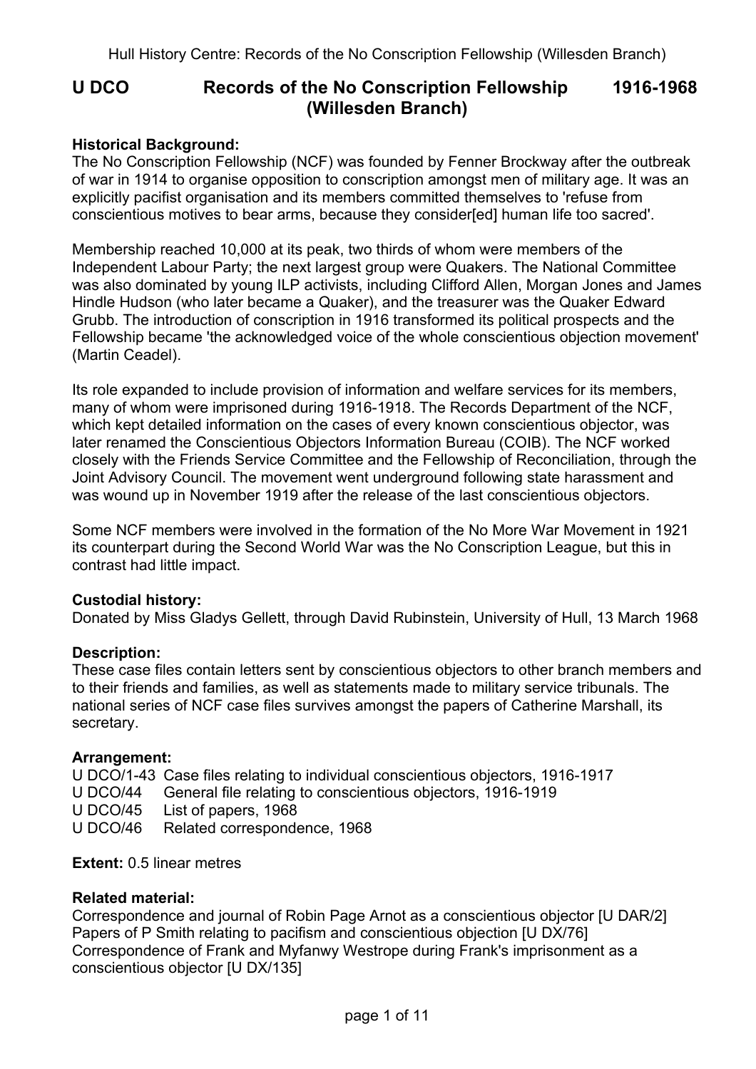# U DCO Records of the No Conscription Fellowship (Willesden Branch) 1916-1968

**Historical Background:**
The No Conscription Fellowship (NCF) was founded by Fenner Brockway after the outbreak of war in 1914 to organise opposition to conscription amongst men of military age. It was an explicitly pacifist organisation and its members committed themselves to 'refuse from conscientious motives to bear arms, because they consider[ed] human life too sacred'.

Membership reached 10,000 at its peak, two thirds of whom were members of the Independent Labour Party; the next largest group were Quakers. The National Committee was also dominated by young ILP activists, including Clifford Allen, Morgan Jones and James Hindle Hudson (who later became a Quaker), and the treasurer was the Quaker Edward Grubb. The introduction of conscription in 1916 transformed its political prospects and the Fellowship became 'the acknowledged voice of the whole conscientious objection movement' (Martin Ceadel).

Its role expanded to include provision of information and welfare services for its members, many of whom were imprisoned during 1916-1918. The Records Department of the NCF, which kept detailed information on the cases of every known conscientious objector, was later renamed the Conscientious Objectors Information Bureau (COIB). The NCF worked closely with the Friends Service Committee and the Fellowship of Reconciliation, through the Joint Advisory Council. The movement went underground following state harassment and was wound up in November 1919 after the release of the last conscientious objectors.

Some NCF members were involved in the formation of the No More War Movement in 1921 its counterpart during the Second World War was the No Conscription League, but this in contrast had little impact.

**Custodial history:**
Donated by Miss Gladys Gellett, through David Rubinstein, University of Hull, 13 March 1968

**Description:**
These case files contain letters sent by conscientious objectors to other branch members and to their friends and families, as well as statements made to military service tribunals. The national series of NCF case files survives amongst the papers of Catherine Marshall, its secretary.

**Arrangement:**
U DCO/1-43 Case files relating to individual conscientious objectors, 1916-1917
U DCO/44 General file relating to conscientious objectors, 1916-1919
U DCO/45 List of papers, 1968
U DCO/46 Related correspondence, 1968

**Extent:** 0.5 linear metres

**Related material:**
Correspondence and journal of Robin Page Arnot as a conscientious objector [U DAR/2]
Papers of P Smith relating to pacifism and conscientious objection [U DX/76]
Correspondence of Frank and Myfanwy Westrope during Frank's imprisonment as a conscientious objector [U DX/135]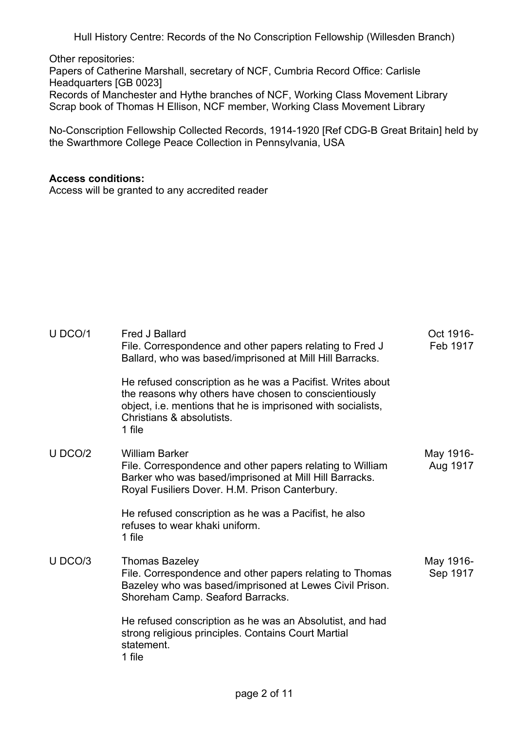Hull History Centre: Records of the No Conscription Fellowship (Willesden Branch)

Other repositories:
Papers of Catherine Marshall, secretary of NCF, Cumbria Record Office: Carlisle Headquarters [GB 0023]
Records of Manchester and Hythe branches of NCF, Working Class Movement Library
Scrap book of Thomas H Ellison, NCF member, Working Class Movement Library

No-Conscription Fellowship Collected Records, 1914-1920 [Ref CDG-B Great Britain] held by the Swarthmore College Peace Collection in Pennsylvania, USA

**Access conditions:**
Access will be granted to any accredited reader

| | | |
|---|---|---|
| U DCO/1 | Fred J Ballard<br>File. Correspondence and other papers relating to Fred J Ballard, who was based/imprisoned at Mill Hill Barracks.<br><br>He refused conscription as he was a Pacifist. Writes about the reasons why others have chosen to conscientiously object, i.e. mentions that he is imprisoned with socialists, Christians & absolutists.<br>1 file | Oct 1916-Feb 1917 |
| U DCO/2 | William Barker<br>File. Correspondence and other papers relating to William Barker who was based/imprisoned at Mill Hill Barracks. Royal Fusiliers Dover. H.M. Prison Canterbury.<br><br>He refused conscription as he was a Pacifist, he also refuses to wear khaki uniform.<br>1 file | May 1916-Aug 1917 |
| U DCO/3 | Thomas Bazeley<br>File. Correspondence and other papers relating to Thomas Bazeley who was based/imprisoned at Lewes Civil Prison. Shoreham Camp. Seaford Barracks.<br><br>He refused conscription as he was an Absolutist, and had strong religious principles. Contains Court Martial statement.<br>1 file | May 1916-Sep 1917 |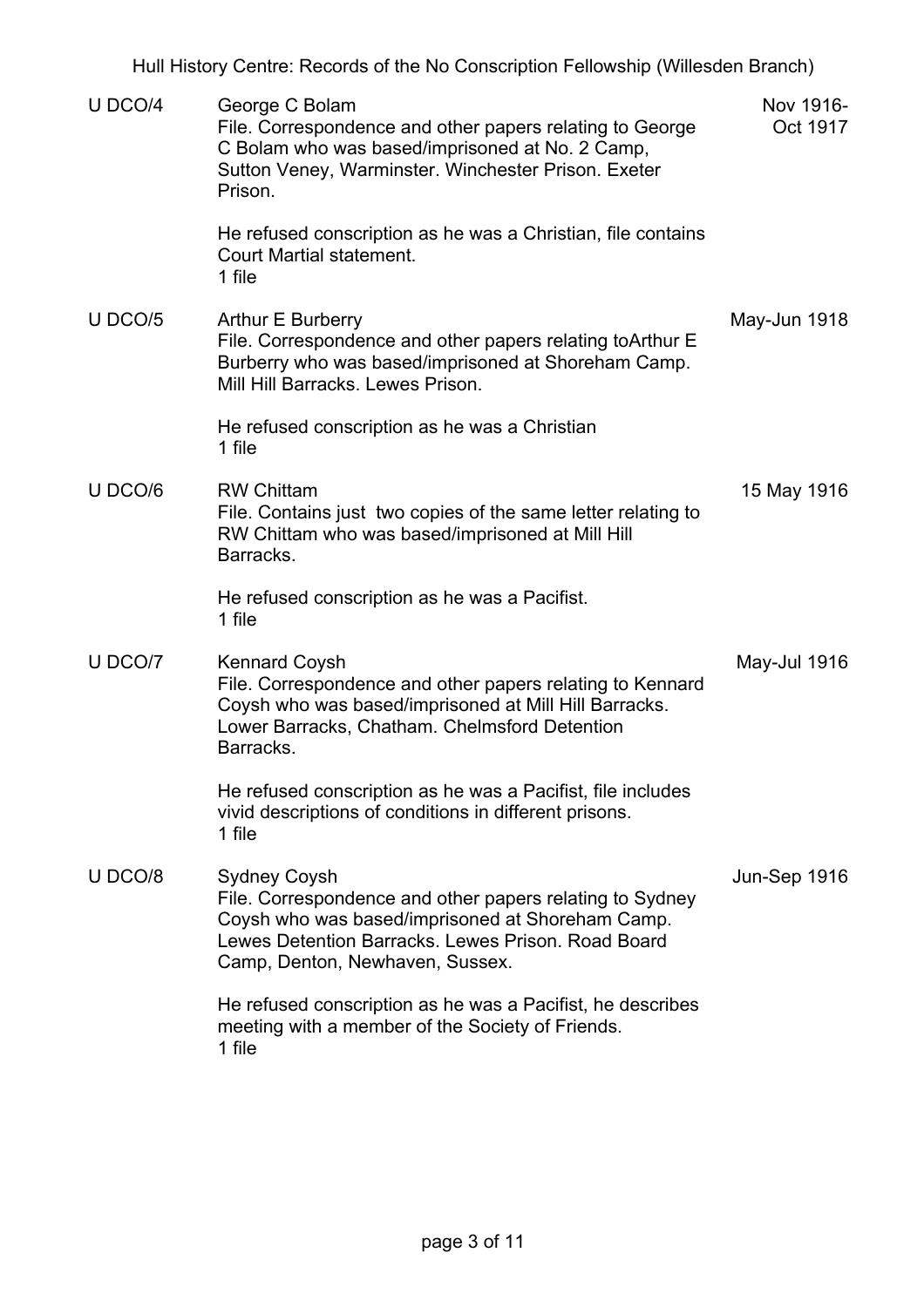| | | |
|---|---|---|
| U DCO/4 | George C Bolam<br>File. Correspondence and other papers relating to George C Bolam who was based/imprisoned at No. 2 Camp, Sutton Veney, Warminster. Winchester Prison. Exeter Prison.<br><br>He refused conscription as he was a Christian, file contains Court Martial statement.<br>1 file | Nov 1916-Oct 1917 |
| U DCO/5 | Arthur E Burberry<br>File. Correspondence and other papers relating toArthur E Burberry who was based/imprisoned at Shoreham Camp. Mill Hill Barracks. Lewes Prison.<br><br>He refused conscription as he was a Christian<br>1 file | May-Jun 1918 |
| U DCO/6 | RW Chittam<br>File. Contains just two copies of the same letter relating to RW Chittam who was based/imprisoned at Mill Hill Barracks.<br><br>He refused conscription as he was a Pacifist.<br>1 file | 15 May 1916 |
| U DCO/7 | Kennard Coysh<br>File. Correspondence and other papers relating to Kennard Coysh who was based/imprisoned at Mill Hill Barracks. Lower Barracks, Chatham. Chelmsford Detention Barracks.<br><br>He refused conscription as he was a Pacifist, file includes vivid descriptions of conditions in different prisons.<br>1 file | May-Jul 1916 |
| U DCO/8 | Sydney Coysh<br>File. Correspondence and other papers relating to Sydney Coysh who was based/imprisoned at Shoreham Camp. Lewes Detention Barracks. Lewes Prison. Road Board Camp, Denton, Newhaven, Sussex.<br><br>He refused conscription as he was a Pacifist, he describes meeting with a member of the Society of Friends.<br>1 file | Jun-Sep 1916 |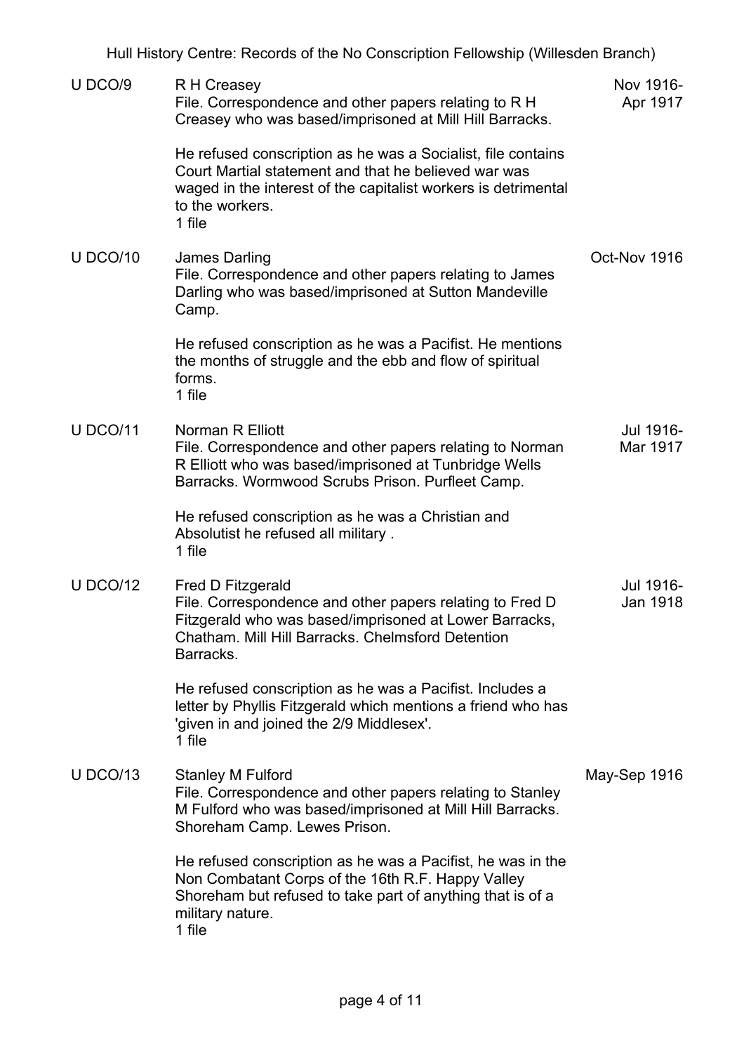| | | |
| --- | --- | --- |
| U DCO/9 | R H Creasey<br>File. Correspondence and other papers relating to R H Creasey who was based/imprisoned at Mill Hill Barracks.<br><br>He refused conscription as he was a Socialist, file contains Court Martial statement and that he believed war was waged in the interest of the capitalist workers is detrimental to the workers.<br>1 file | Nov 1916-Apr 1917 |
| U DCO/10 | James Darling<br>File. Correspondence and other papers relating to James Darling who was based/imprisoned at Sutton Mandeville Camp.<br><br>He refused conscription as he was a Pacifist. He mentions the months of struggle and the ebb and flow of spiritual forms.<br>1 file | Oct-Nov 1916 |
| U DCO/11 | Norman R Elliott<br>File. Correspondence and other papers relating to Norman R Elliott who was based/imprisoned at Tunbridge Wells Barracks. Wormwood Scrubs Prison. Purfleet Camp.<br><br>He refused conscription as he was a Christian and Absolutist he refused all military .<br>1 file | Jul 1916-Mar 1917 |
| U DCO/12 | Fred D Fitzgerald<br>File. Correspondence and other papers relating to Fred D Fitzgerald who was based/imprisoned at Lower Barracks, Chatham. Mill Hill Barracks. Chelmsford Detention Barracks.<br><br>He refused conscription as he was a Pacifist. Includes a letter by Phyllis Fitzgerald which mentions a friend who has 'given in and joined the 2/9 Middlesex'.<br>1 file | Jul 1916-Jan 1918 |
| U DCO/13 | Stanley M Fulford<br>File. Correspondence and other papers relating to Stanley M Fulford who was based/imprisoned at Mill Hill Barracks. Shoreham Camp. Lewes Prison.<br><br>He refused conscription as he was a Pacifist, he was in the Non Combatant Corps of the 16th R.F. Happy Valley Shoreham but refused to take part of anything that is of a military nature.<br>1 file | May-Sep 1916 |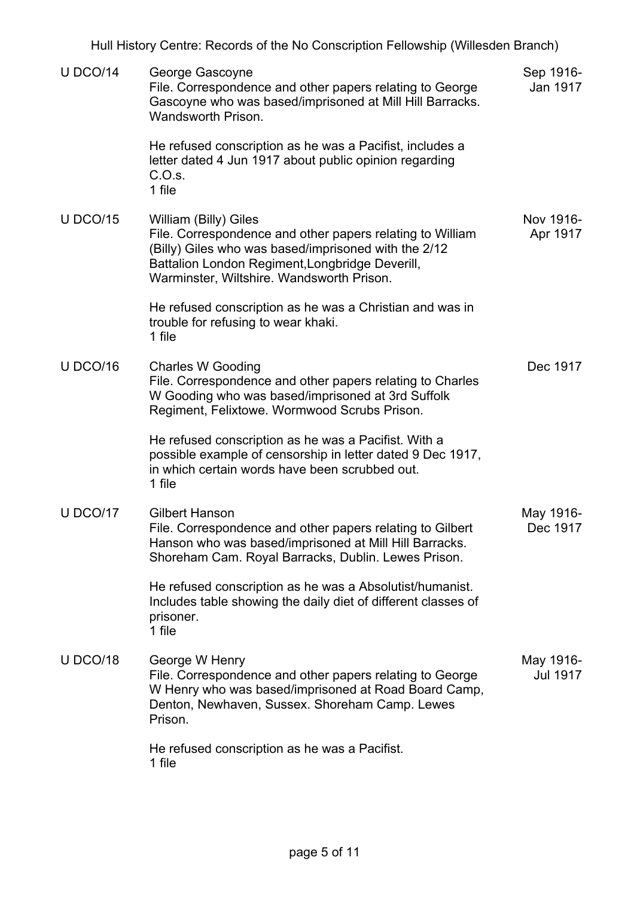| | | |
|---|---|---|
| U DCO/14 | George Gascoyne<br>File. Correspondence and other papers relating to George Gascoyne who was based/imprisoned at Mill Hill Barracks. Wandsworth Prison.<br><br>He refused conscription as he was a Pacifist, includes a letter dated 4 Jun 1917 about public opinion regarding C.O.s.<br>1 file | Sep 1916-Jan 1917 |
| U DCO/15 | William (Billy) Giles<br>File. Correspondence and other papers relating to William (Billy) Giles who was based/imprisoned with the 2/12 Battalion London Regiment,Longbridge Deverill, Warminster, Wiltshire. Wandsworth Prison.<br><br>He refused conscription as he was a Christian and was in trouble for refusing to wear khaki.<br>1 file | Nov 1916-Apr 1917 |
| U DCO/16 | Charles W Gooding<br>File. Correspondence and other papers relating to Charles W Gooding who was based/imprisoned at 3rd Suffolk Regiment, Felixtowe. Wormwood Scrubs Prison.<br><br>He refused conscription as he was a Pacifist. With a possible example of censorship in letter dated 9 Dec 1917, in which certain words have been scrubbed out.<br>1 file | Dec 1917 |
| U DCO/17 | Gilbert Hanson<br>File. Correspondence and other papers relating to Gilbert Hanson who was based/imprisoned at Mill Hill Barracks. Shoreham Cam. Royal Barracks, Dublin. Lewes Prison.<br><br>He refused conscription as he was a Absolutist/humanist. Includes table showing the daily diet of different classes of prisoner.<br>1 file | May 1916-Dec 1917 |
| U DCO/18 | George W Henry<br>File. Correspondence and other papers relating to George W Henry who was based/imprisoned at Road Board Camp, Denton, Newhaven, Sussex. Shoreham Camp. Lewes Prison.<br><br>He refused conscription as he was a Pacifist.<br>1 file | May 1916-Jul 1917 |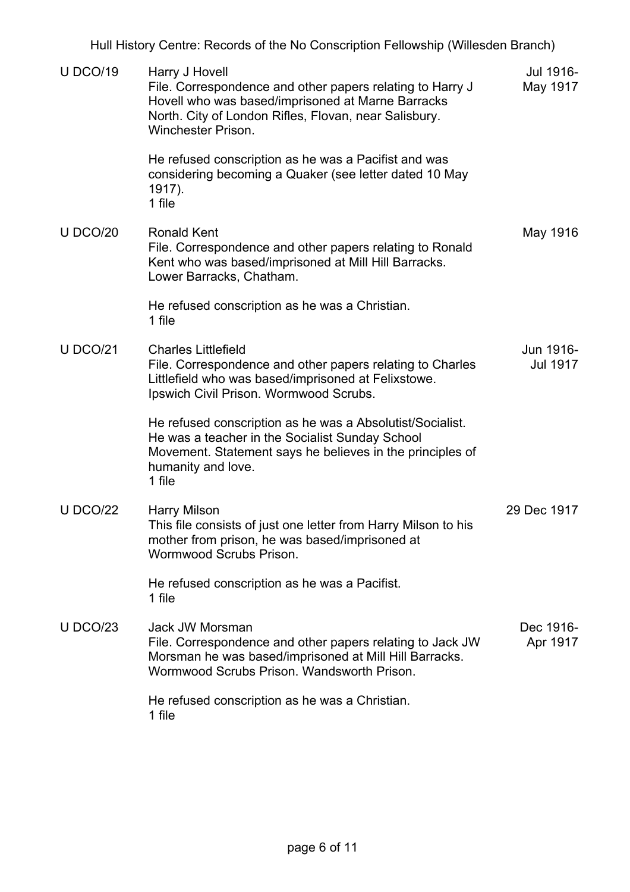| | | |
|---|---|---|
| U DCO/19 | Harry J Hovell<br>File. Correspondence and other papers relating to Harry J Hovell who was based/imprisoned at Marne Barracks North. City of London Rifles, Flovan, near Salisbury. Winchester Prison.<br><br>He refused conscription as he was a Pacifist and was considering becoming a Quaker (see letter dated 10 May 1917).<br>1 file | Jul 1916-May 1917 |
| U DCO/20 | Ronald Kent<br>File. Correspondence and other papers relating to Ronald Kent who was based/imprisoned at Mill Hill Barracks. Lower Barracks, Chatham.<br><br>He refused conscription as he was a Christian.<br>1 file | May 1916 |
| U DCO/21 | Charles Littlefield<br>File. Correspondence and other papers relating to Charles Littlefield who was based/imprisoned at Felixstowe. Ipswich Civil Prison. Wormwood Scrubs.<br><br>He refused conscription as he was a Absolutist/Socialist. He was a teacher in the Socialist Sunday School Movement. Statement says he believes in the principles of humanity and love.<br>1 file | Jun 1916-Jul 1917 |
| U DCO/22 | Harry Milson<br>This file consists of just one letter from Harry Milson to his mother from prison, he was based/imprisoned at Wormwood Scrubs Prison.<br><br>He refused conscription as he was a Pacifist.<br>1 file | 29 Dec 1917 |
| U DCO/23 | Jack JW Morsman<br>File. Correspondence and other papers relating to Jack JW Morsman he was based/imprisoned at Mill Hill Barracks. Wormwood Scrubs Prison. Wandsworth Prison.<br><br>He refused conscription as he was a Christian.<br>1 file | Dec 1916-Apr 1917 |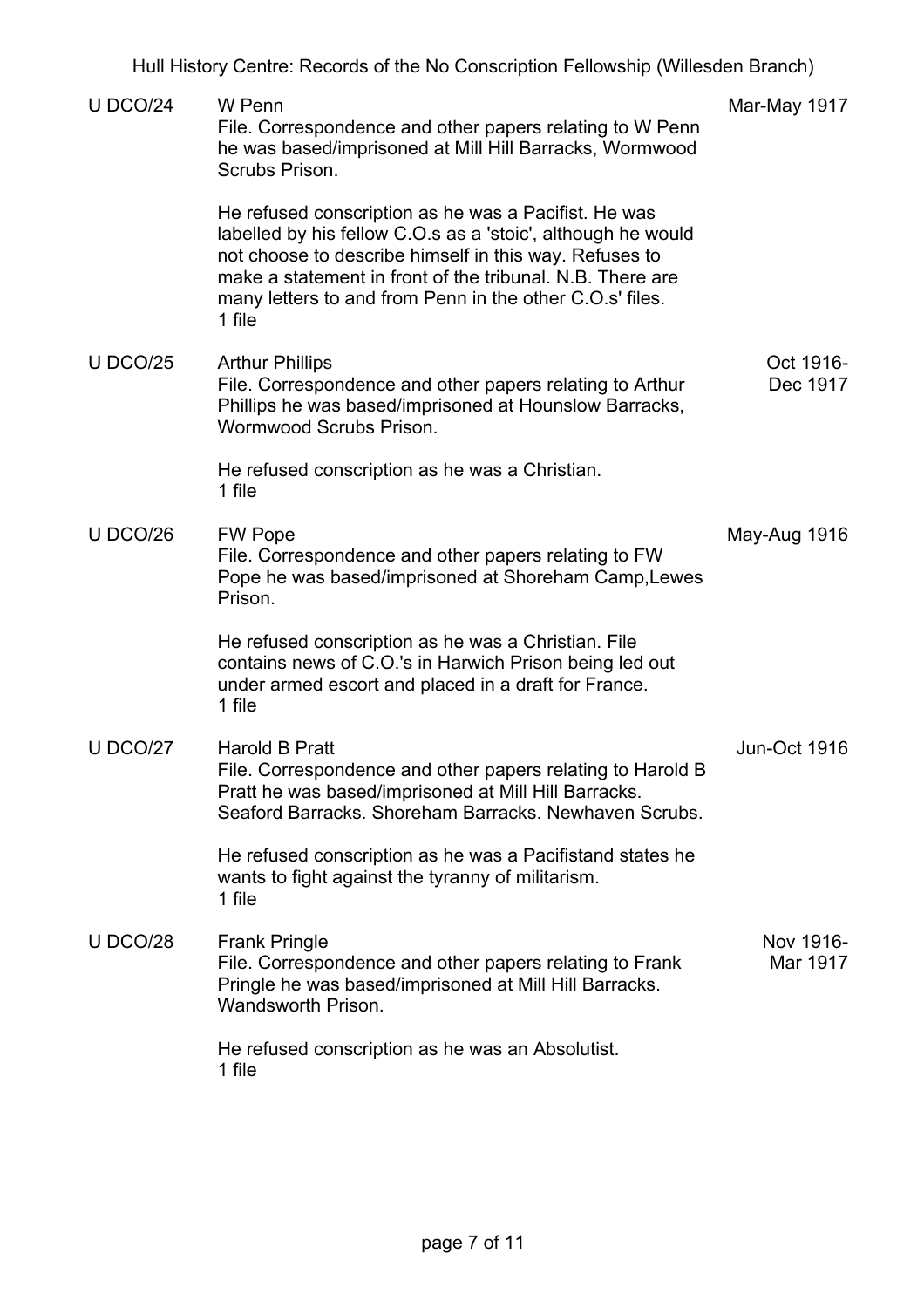| | | |
|---|---|---|
| U DCO/24 | W Penn<br>File. Correspondence and other papers relating to W Penn he was based/imprisoned at Mill Hill Barracks, Wormwood Scrubs Prison.<br><br>He refused conscription as he was a Pacifist. He was labelled by his fellow C.O.s as a 'stoic', although he would not choose to describe himself in this way. Refuses to make a statement in front of the tribunal. N.B. There are many letters to and from Penn in the other C.O.s' files.<br>1 file | Mar-May 1917 |
| U DCO/25 | Arthur Phillips<br>File. Correspondence and other papers relating to Arthur Phillips he was based/imprisoned at Hounslow Barracks, Wormwood Scrubs Prison.<br><br>He refused conscription as he was a Christian.<br>1 file | Oct 1916-Dec 1917 |
| U DCO/26 | FW Pope<br>File. Correspondence and other papers relating to FW Pope he was based/imprisoned at Shoreham Camp,Lewes Prison.<br><br>He refused conscription as he was a Christian. File contains news of C.O.'s in Harwich Prison being led out under armed escort and placed in a draft for France.<br>1 file | May-Aug 1916 |
| U DCO/27 | Harold B Pratt<br>File. Correspondence and other papers relating to Harold B Pratt he was based/imprisoned at Mill Hill Barracks. Seaford Barracks. Shoreham Barracks. Newhaven Scrubs.<br><br>He refused conscription as he was a Pacifistand states he wants to fight against the tyranny of militarism.<br>1 file | Jun-Oct 1916 |
| U DCO/28 | Frank Pringle<br>File. Correspondence and other papers relating to Frank Pringle he was based/imprisoned at Mill Hill Barracks. Wandsworth Prison.<br><br>He refused conscription as he was an Absolutist.<br>1 file | Nov 1916-Mar 1917 |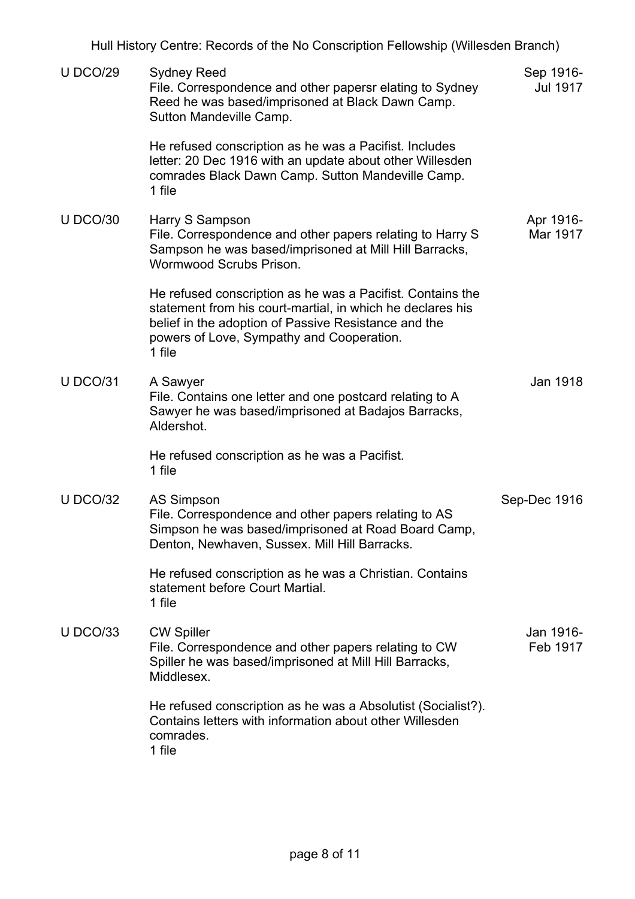| U DCO/29 | Sydney Reed<br>File. Correspondence and other papersr elating to Sydney Reed he was based/imprisoned at Black Dawn Camp. Sutton Mandeville Camp.<br><br>He refused conscription as he was a Pacifist. Includes letter: 20 Dec 1916 with an update about other Willesden comrades Black Dawn Camp. Sutton Mandeville Camp.<br>1 file | Sep 1916-Jul 1917 |
|---|---|---|
| U DCO/30 | Harry S Sampson<br>File. Correspondence and other papers relating to Harry S Sampson he was based/imprisoned at Mill Hill Barracks, Wormwood Scrubs Prison.<br><br>He refused conscription as he was a Pacifist. Contains the statement from his court-martial, in which he declares his belief in the adoption of Passive Resistance and the powers of Love, Sympathy and Cooperation.<br>1 file | Apr 1916-Mar 1917 |
| U DCO/31 | A Sawyer<br>File. Contains one letter and one postcard relating to A Sawyer he was based/imprisoned at Badajos Barracks, Aldershot.<br><br>He refused conscription as he was a Pacifist.<br>1 file | Jan 1918 |
| U DCO/32 | AS Simpson<br>File. Correspondence and other papers relating to AS Simpson he was based/imprisoned at Road Board Camp, Denton, Newhaven, Sussex. Mill Hill Barracks.<br><br>He refused conscription as he was a Christian. Contains statement before Court Martial.<br>1 file | Sep-Dec 1916 |
| U DCO/33 | CW Spiller<br>File. Correspondence and other papers relating to CW Spiller he was based/imprisoned at Mill Hill Barracks, Middlesex.<br><br>He refused conscription as he was a Absolutist (Socialist?). Contains letters with information about other Willesden comrades.<br>1 file | Jan 1916-Feb 1917 |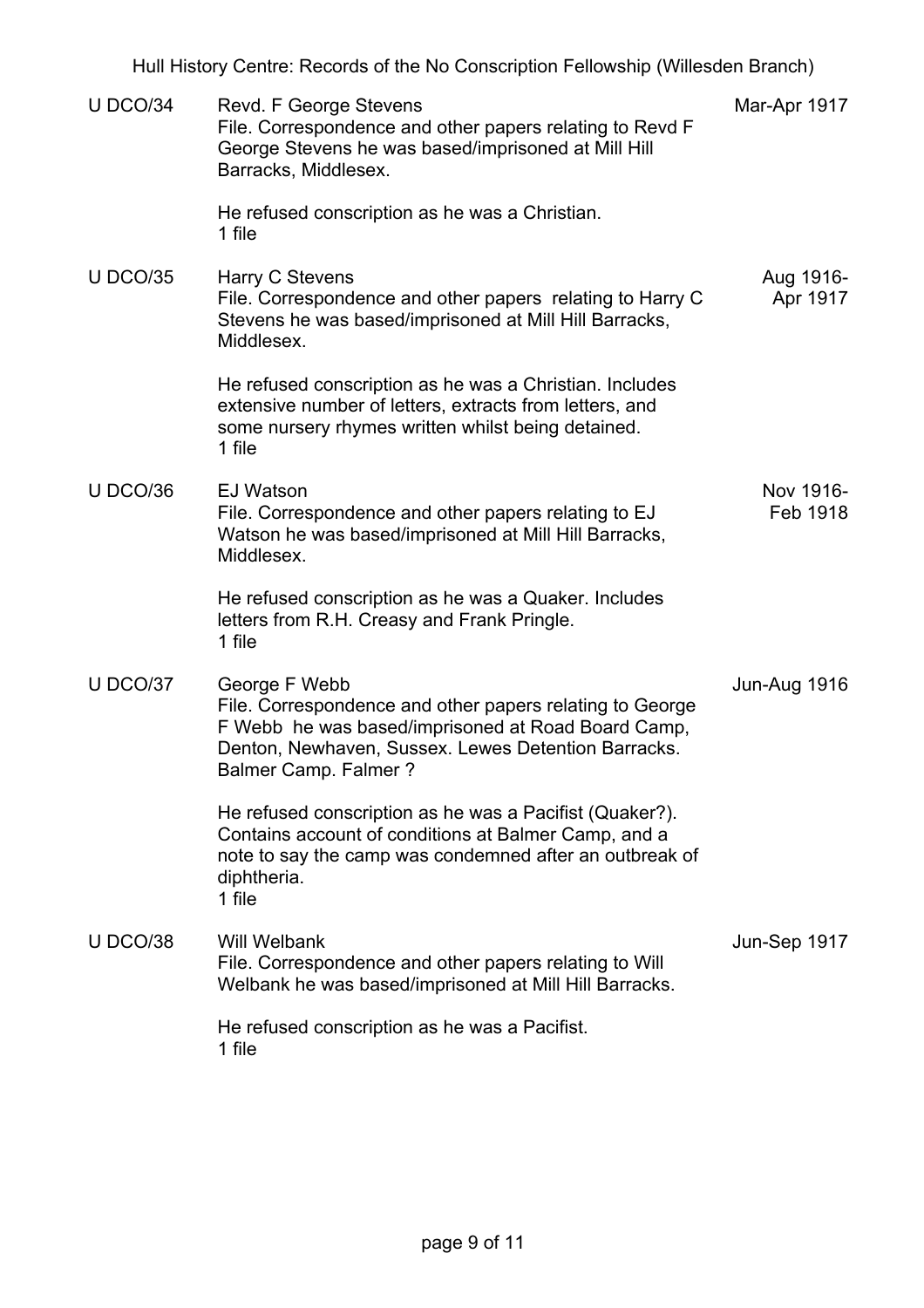| | | |
|---|---|---|
| U DCO/34 | Revd. F George Stevens<br>File. Correspondence and other papers relating to Revd F George Stevens he was based/imprisoned at Mill Hill Barracks, Middlesex.<br><br>He refused conscription as he was a Christian.<br>1 file | Mar-Apr 1917 |
| U DCO/35 | Harry C Stevens<br>File. Correspondence and other papers relating to Harry C Stevens he was based/imprisoned at Mill Hill Barracks, Middlesex.<br><br>He refused conscription as he was a Christian. Includes extensive number of letters, extracts from letters, and some nursery rhymes written whilst being detained.<br>1 file | Aug 1916-Apr 1917 |
| U DCO/36 | EJ Watson<br>File. Correspondence and other papers relating to EJ Watson he was based/imprisoned at Mill Hill Barracks, Middlesex.<br><br>He refused conscription as he was a Quaker. Includes letters from R.H. Creasy and Frank Pringle.<br>1 file | Nov 1916-Feb 1918 |
| U DCO/37 | George F Webb<br>File. Correspondence and other papers relating to George F Webb he was based/imprisoned at Road Board Camp, Denton, Newhaven, Sussex. Lewes Detention Barracks. Balmer Camp. Falmer ?<br><br>He refused conscription as he was a Pacifist (Quaker?). Contains account of conditions at Balmer Camp, and a note to say the camp was condemned after an outbreak of diphtheria.<br>1 file | Jun-Aug 1916 |
| U DCO/38 | Will Welbank<br>File. Correspondence and other papers relating to Will Welbank he was based/imprisoned at Mill Hill Barracks.<br><br>He refused conscription as he was a Pacifist.<br>1 file | Jun-Sep 1917 |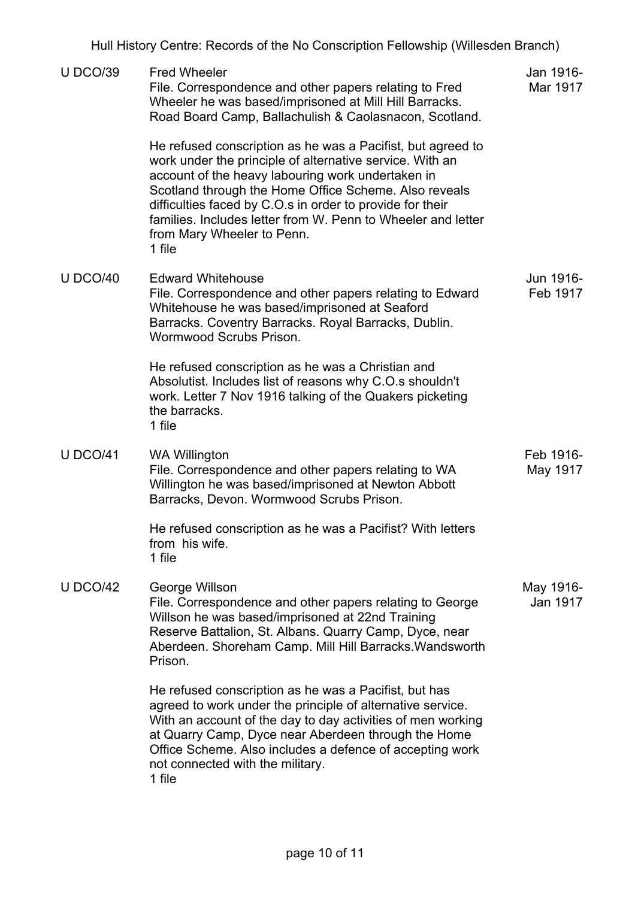| | | |
|---|---|---|
| U DCO/39 | Fred Wheeler<br>File. Correspondence and other papers relating to Fred Wheeler he was based/imprisoned at Mill Hill Barracks. Road Board Camp, Ballachulish & Caolasnacon, Scotland.<br><br>He refused conscription as he was a Pacifist, but agreed to work under the principle of alternative service. With an account of the heavy labouring work undertaken in Scotland through the Home Office Scheme. Also reveals difficulties faced by C.O.s in order to provide for their families. Includes letter from W. Penn to Wheeler and letter from Mary Wheeler to Penn.<br>1 file | Jan 1916-Mar 1917 |
| U DCO/40 | Edward Whitehouse<br>File. Correspondence and other papers relating to Edward Whitehouse he was based/imprisoned at Seaford Barracks. Coventry Barracks. Royal Barracks, Dublin. Wormwood Scrubs Prison.<br><br>He refused conscription as he was a Christian and Absolutist. Includes list of reasons why C.O.s shouldn't work. Letter 7 Nov 1916 talking of the Quakers picketing the barracks.<br>1 file | Jun 1916-Feb 1917 |
| U DCO/41 | WA Willington<br>File. Correspondence and other papers relating to WA Willington he was based/imprisoned at Newton Abbott Barracks, Devon. Wormwood Scrubs Prison.<br><br>He refused conscription as he was a Pacifist? With letters from his wife.<br>1 file | Feb 1916-May 1917 |
| U DCO/42 | George Willson<br>File. Correspondence and other papers relating to George Willson he was based/imprisoned at 22nd Training Reserve Battalion, St. Albans. Quarry Camp, Dyce, near Aberdeen. Shoreham Camp. Mill Hill Barracks.Wandsworth Prison.<br><br>He refused conscription as he was a Pacifist, but has agreed to work under the principle of alternative service. With an account of the day to day activities of men working at Quarry Camp, Dyce near Aberdeen through the Home Office Scheme. Also includes a defence of accepting work not connected with the military.<br>1 file | May 1916-Jan 1917 |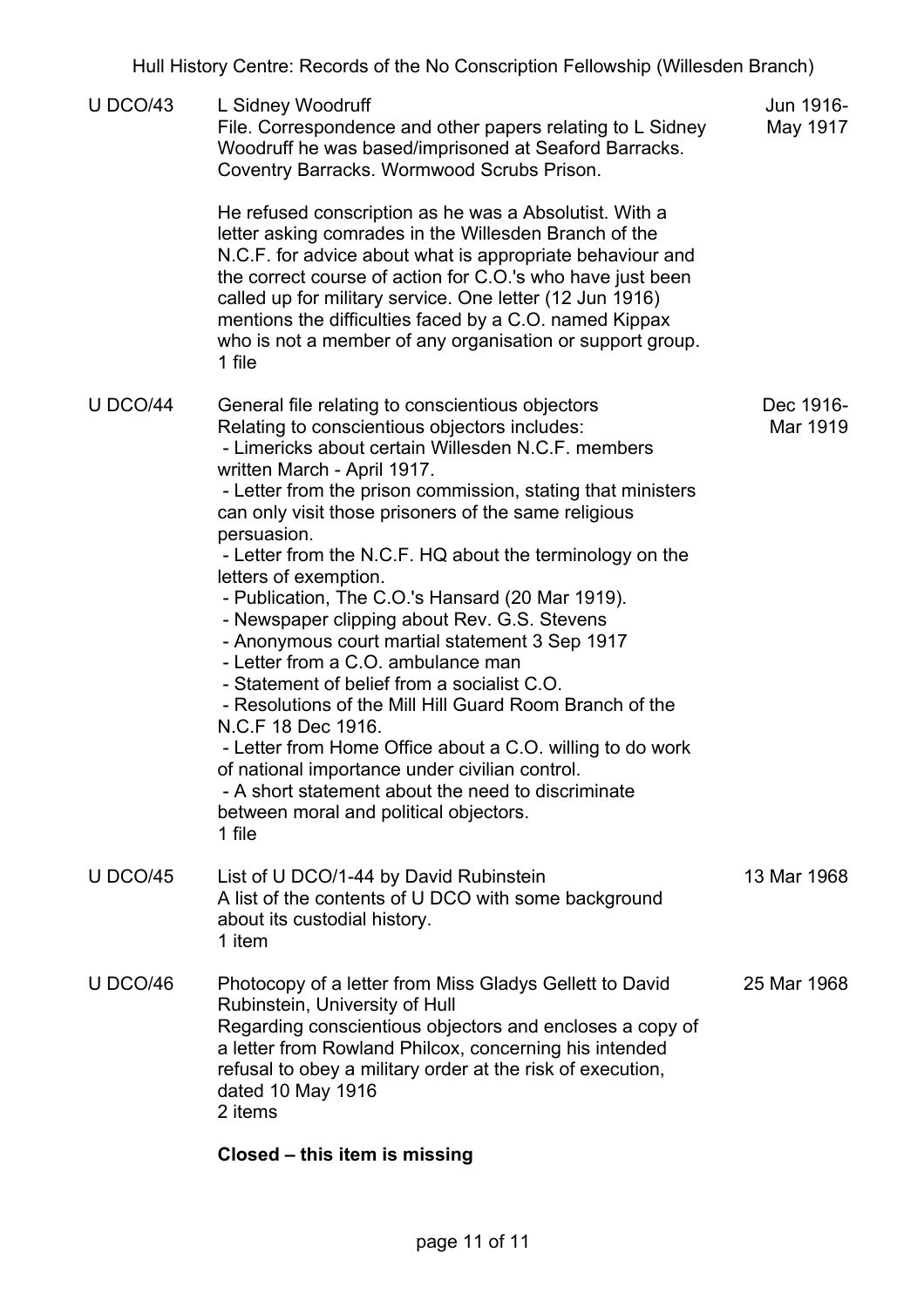| | | |
|---|---|---|
| U DCO/43 | L Sidney Woodruff<br>File. Correspondence and other papers relating to L Sidney Woodruff he was based/imprisoned at Seaford Barracks. Coventry Barracks. Wormwood Scrubs Prison.<br><br>He refused conscription as he was a Absolutist. With a letter asking comrades in the Willesden Branch of the N.C.F. for advice about what is appropriate behaviour and the correct course of action for C.O.'s who have just been called up for military service. One letter (12 Jun 1916) mentions the difficulties faced by a C.O. named Kippax who is not a member of any organisation or support group.<br>1 file | Jun 1916-May 1917 |
| U DCO/44 | General file relating to conscientious objectors<br>Relating to conscientious objectors includes:<br>- Limericks about certain Willesden N.C.F. members written March - April 1917.<br>- Letter from the prison commission, stating that ministers can only visit those prisoners of the same religious persuasion.<br>- Letter from the N.C.F. HQ about the terminology on the letters of exemption.<br>- Publication, The C.O.'s Hansard (20 Mar 1919).<br>- Newspaper clipping about Rev. G.S. Stevens<br>- Anonymous court martial statement 3 Sep 1917<br>- Letter from a C.O. ambulance man<br>- Statement of belief from a socialist C.O.<br>- Resolutions of the Mill Hill Guard Room Branch of the N.C.F 18 Dec 1916.<br>- Letter from Home Office about a C.O. willing to do work of national importance under civilian control.<br>- A short statement about the need to discriminate between moral and political objectors.<br>1 file | Dec 1916-Mar 1919 |
| U DCO/45 | List of U DCO/1-44 by David Rubinstein<br>A list of the contents of U DCO with some background about its custodial history.<br>1 item | 13 Mar 1968 |
| U DCO/46 | Photocopy of a letter from Miss Gladys Gellett to David Rubinstein, University of Hull<br>Regarding conscientious objectors and encloses a copy of a letter from Rowland Philcox, concerning his intended refusal to obey a military order at the risk of execution, dated 10 May 1916<br>2 items<br><br>**Closed – this item is missing** | 25 Mar 1968 |